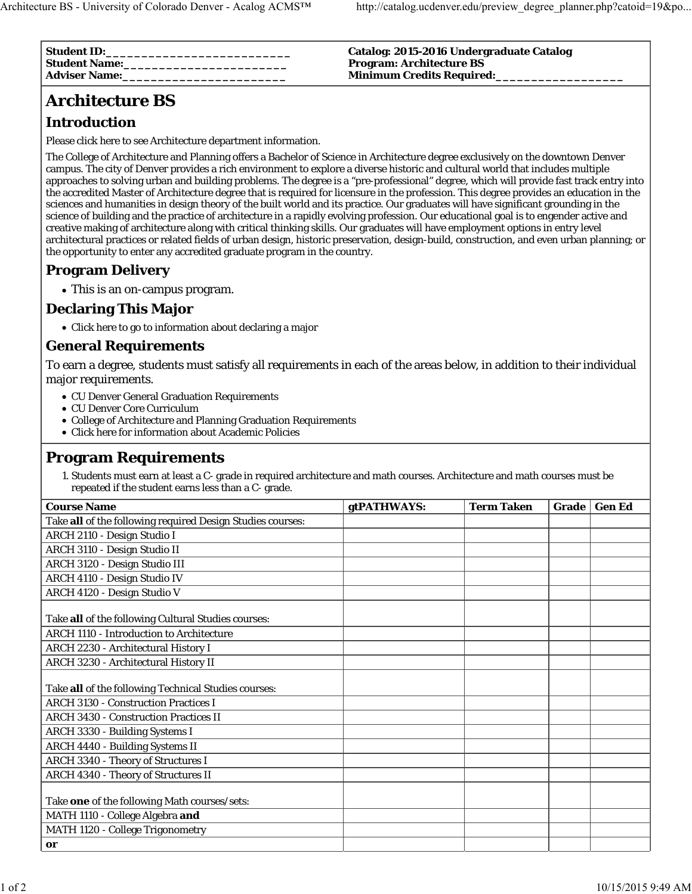| Student ID:____________________________ | Catalog: 2015-2016 Undergraduate Catalog |
| --- | --- |
| Student Name:_________________________ | Program: Architecture BS |
| Adviser Name:_________________________ | Minimum Credits Required:___________________ |

# Architecture BS

## Introduction

Please click here to see Architecture department information.

The College of Architecture and Planning offers a Bachelor of Science in Architecture degree exclusively on the downtown Denver campus. The city of Denver provides a rich environment to explore a diverse historic and cultural world that includes multiple approaches to solving urban and building problems. The degree is a "pre-professional" degree, which will provide fast track entry into the accredited Master of Architecture degree that is required for licensure in the profession. This degree provides an education in the sciences and humanities in design theory of the built world and its practice. Our graduates will have significant grounding in the science of building and the practice of architecture in a rapidly evolving profession. Our educational goal is to engender active and creative making of architecture along with critical thinking skills. Our graduates will have employment options in entry level architectural practices or related fields of urban design, historic preservation, design-build, construction, and even urban planning; or the opportunity to enter any accredited graduate program in the country.

## Program Delivery

- This is an on-campus program.

## Declaring This Major

- Click here to go to information about declaring a major

## General Requirements

To earn a degree, students must satisfy all requirements in each of the areas below, in addition to their individual major requirements.

- CU Denver General Graduation Requirements
- CU Denver Core Curriculum
- College of Architecture and Planning Graduation Requirements
- Click here for information about Academic Policies

## Program Requirements

1. Students must earn at least a C- grade in required architecture and math courses. Architecture and math courses must be repeated if the student earns less than a C- grade.

| Course Name | gtPATHWAYS: | Term Taken | Grade | Gen Ed |
| --- | --- | --- | --- | --- |
| Take **all** of the following required Design Studies courses: | | | | |
| ARCH 2110 - Design Studio I | | | | |
| ARCH 3110 - Design Studio II | | | | |
| ARCH 3120 - Design Studio III | | | | |
| ARCH 4110 - Design Studio IV | | | | |
| ARCH 4120 - Design Studio V | | | | |
| Take **all** of the following Cultural Studies courses: | | | | |
| ARCH 1110 - Introduction to Architecture | | | | |
| ARCH 2230 - Architectural History I | | | | |
| ARCH 3230 - Architectural History II | | | | |
| Take **all** of the following Technical Studies courses: | | | | |
| ARCH 3130 - Construction Practices I | | | | |
| ARCH 3430 - Construction Practices II | | | | |
| ARCH 3330 - Building Systems I | | | | |
| ARCH 4440 - Building Systems II | | | | |
| ARCH 3340 - Theory of Structures I | | | | |
| ARCH 4340 - Theory of Structures II | | | | |
| Take **one** of the following Math courses/sets: | | | | |
| MATH 1110 - College Algebra **and** | | | | |
| MATH 1120 - College Trigonometry | | | | |
| **or** | | | | |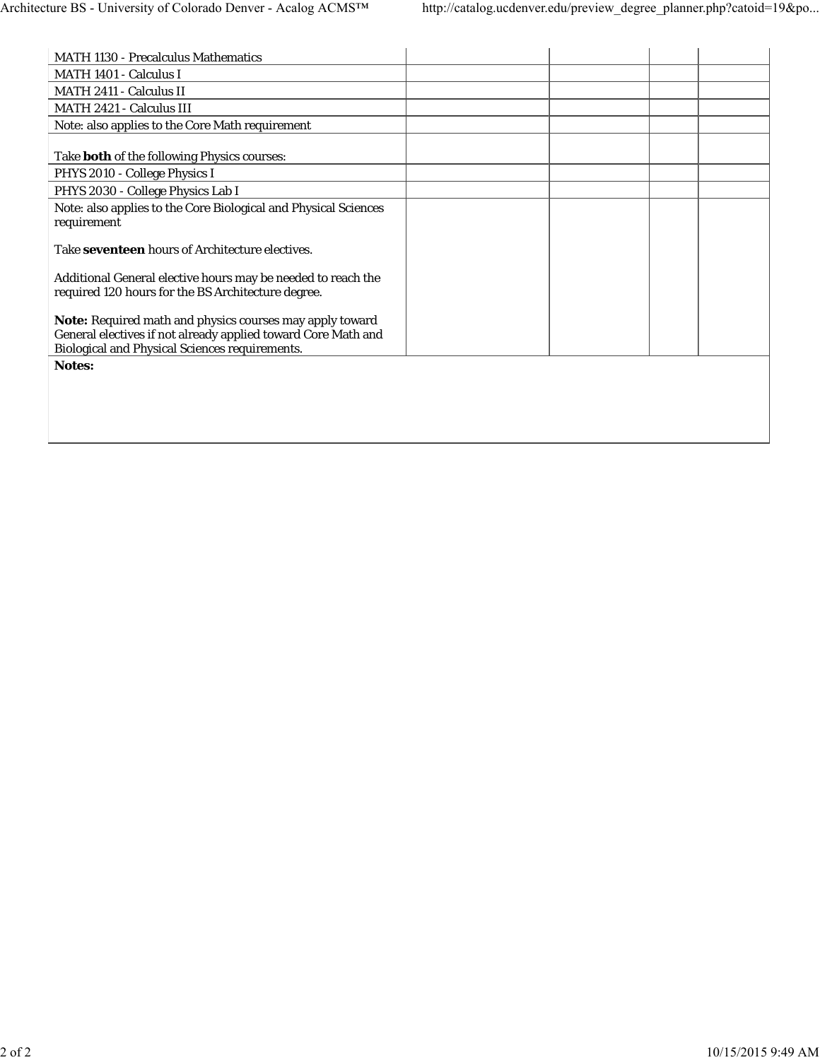| | | | | |
|---|---|---|---|---|
| MATH 1130 - Precalculus Mathematics | | | | |
| MATH 1401 - Calculus I | | | | |
| MATH 2411 - Calculus II | | | | |
| MATH 2421 - Calculus III | | | | |
| Note: also applies to the Core Math requirement | | | | |
| Take **both** of the following Physics courses: | | | | |
| PHYS 2010 - College Physics I | | | | |
| PHYS 2030 - College Physics Lab I | | | | |
| Note: also applies to the Core Biological and Physical Sciences requirement<br><br>Take **seventeen** hours of Architecture electives.<br><br>Additional General elective hours may be needed to reach the required 120 hours for the BS Architecture degree.<br><br>**Note:** Required math and physics courses may apply toward General electives if not already applied toward Core Math and Biological and Physical Sciences requirements. | | | | |

**Notes:**